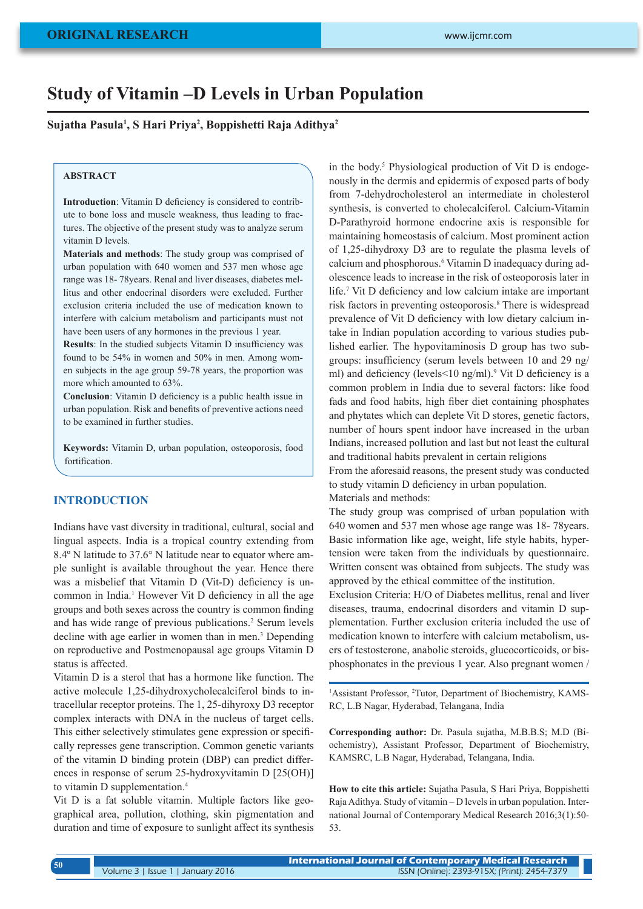# Study of Vitamin –D Levels in Urban Population

**Sujatha Pasula[1], S Hari Priya[2], Boppishetti Raja Adithya[2]**

## ABSTRACT

**Introduction**: Vitamin D deficiency is considered to contribute to bone loss and muscle weakness, thus leading to fractures. The objective of the present study was to analyze serum vitamin D levels.

**Materials and methods**: The study group was comprised of urban population with 640 women and 537 men whose age range was 18- 78years. Renal and liver diseases, diabetes mellitus and other endocrinal disorders were excluded. Further exclusion criteria included the use of medication known to interfere with calcium metabolism and participants must not have been users of any hormones in the previous 1 year.

**Results**: In the studied subjects Vitamin D insufficiency was found to be 54% in women and 50% in men. Among women subjects in the age group 59-78 years, the proportion was more which amounted to 63%.

**Conclusion**: Vitamin D deficiency is a public health issue in urban population. Risk and benefits of preventive actions need to be examined in further studies.

**Keywords:** Vitamin D, urban population, osteoporosis, food fortification.

## INTRODUCTION

Indians have vast diversity in traditional, cultural, social and lingual aspects. India is a tropical country extending from 8.4º N latitude to 37.6° N latitude near to equator where ample sunlight is available throughout the year. Hence there was a misbelief that Vitamin D (Vit-D) deficiency is uncommon in India.[1] However Vit D deficiency in all the age groups and both sexes across the country is common finding and has wide range of previous publications.[2] Serum levels decline with age earlier in women than in men.[3] Depending on reproductive and Postmenopausal age groups Vitamin D status is affected.

Vitamin D is a sterol that has a hormone like function. The active molecule 1,25-dihydroxycholecalciferol binds to intracellular receptor proteins. The 1, 25-dihyroxy D3 receptor complex interacts with DNA in the nucleus of target cells. This either selectively stimulates gene expression or specifically represses gene transcription. Common genetic variants of the vitamin D binding protein (DBP) can predict differences in response of serum 25-hydroxyvitamin D [25(OH)] to vitamin D supplementation.[4]

Vit D is a fat soluble vitamin. Multiple factors like geographical area, pollution, clothing, skin pigmentation and duration and time of exposure to sunlight affect its synthesis in the body.[5] Physiological production of Vit D is endogenously in the dermis and epidermis of exposed parts of body from 7-dehydrocholesterol an intermediate in cholesterol synthesis, is converted to cholecalciferol. Calcium-Vitamin D-Parathyroid hormone endocrine axis is responsible for maintaining homeostasis of calcium. Most prominent action of 1,25-dihydroxy D3 are to regulate the plasma levels of calcium and phosphorous.[6] Vitamin D inadequacy during adolescence leads to increase in the risk of osteoporosis later in life.[7] Vit D deficiency and low calcium intake are important risk factors in preventing osteoporosis.[8] There is widespread prevalence of Vit D deficiency with low dietary calcium intake in Indian population according to various studies published earlier. The hypovitaminosis D group has two subgroups: insufficiency (serum levels between 10 and 29 ng/ml) and deficiency (levels<10 ng/ml).[9] Vit D deficiency is a common problem in India due to several factors: like food fads and food habits, high fiber diet containing phosphates and phytates which can deplete Vit D stores, genetic factors, number of hours spent indoor have increased in the urban Indians, increased pollution and last but not least the cultural and traditional habits prevalent in certain religions

From the aforesaid reasons, the present study was conducted to study vitamin D deficiency in urban population.

Materials and methods:

The study group was comprised of urban population with 640 women and 537 men whose age range was 18- 78years. Basic information like age, weight, life style habits, hypertension were taken from the individuals by questionnaire. Written consent was obtained from subjects. The study was approved by the ethical committee of the institution.

Exclusion Criteria: H/O of Diabetes mellitus, renal and liver diseases, trauma, endocrinal disorders and vitamin D supplementation. Further exclusion criteria included the use of medication known to interfere with calcium metabolism, users of testosterone, anabolic steroids, glucocorticoids, or bisphonates in the previous 1 year. Also pregnant women /

[1]Assistant Professor, [2]Tutor, Department of Biochemistry, KAMSRC, L.B Nagar, Hyderabad, Telangana, India

**Corresponding author:** Dr. Pasula sujatha, M.B.B.S; M.D (Biochemistry), Assistant Professor, Department of Biochemistry, KAMSRC, L.B Nagar, Hyderabad, Telangana, India.

**How to cite this article:** Sujatha Pasula, S Hari Priya, Boppishetti Raja Adithya. Study of vitamin – D levels in urban population. International Journal of Contemporary Medical Research 2016;3(1):50-53.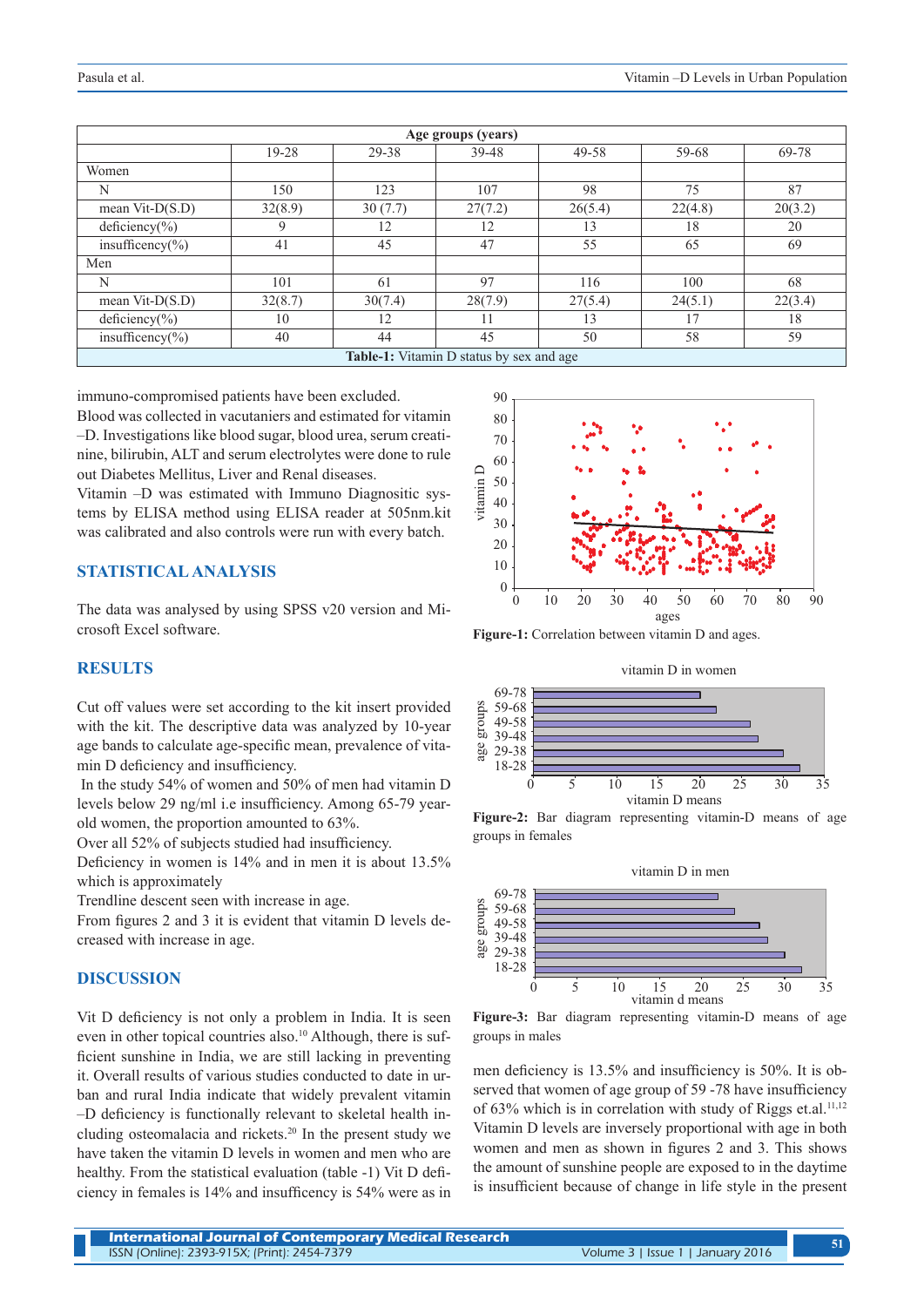| | Age groups (years) | | | | | |
|---|---|---|---|---|---|---|
| | 19-28 | 29-38 | 39-48 | 49-58 | 59-68 | 69-78 |
| Women | | | | | | |
| N | 150 | 123 | 107 | 98 | 75 | 87 |
| mean Vit-D(S.D) | 32(8.9) | 30 (7.7) | 27(7.2) | 26(5.4) | 22(4.8) | 20(3.2) |
| deficiency(%) | 9 | 12 | 12 | 13 | 18 | 20 |
| insufficency(%) | 41 | 45 | 47 | 55 | 65 | 69 |
| Men | | | | | | |
| N | 101 | 61 | 97 | 116 | 100 | 68 |
| mean Vit-D(S.D) | 32(8.7) | 30(7.4) | 28(7.9) | 27(5.4) | 24(5.1) | 22(3.4) |
| deficiency(%) | 10 | 12 | 11 | 13 | 17 | 18 |
| insufficency(%) | 40 | 44 | 45 | 50 | 58 | 59 |

**Table-1:** Vitamin D status by sex and age

immuno-compromised patients have been excluded.

Blood was collected in vacutaniers and estimated for vitamin –D. Investigations like blood sugar, blood urea, serum creatinine, bilirubin, ALT and serum electrolytes were done to rule out Diabetes Mellitus, Liver and Renal diseases.

Vitamin –D was estimated with Immuno Diagnositic systems by ELISA method using ELISA reader at 505nm.kit was calibrated and also controls were run with every batch.

## STATISTICAL ANALYSIS

The data was analysed by using SPSS v20 version and Microsoft Excel software.

## RESULTS

Cut off values were set according to the kit insert provided with the kit. The descriptive data was analyzed by 10-year age bands to calculate age-specific mean, prevalence of vitamin D deficiency and insufficiency.

In the study 54% of women and 50% of men had vitamin D levels below 29 ng/ml i.e insufficiency. Among 65-79 year-old women, the proportion amounted to 63%.

Over all 52% of subjects studied had insufficiency.

Deficiency in women is 14% and in men it is about 13.5% which is approximately

Trendline descent seen with increase in age.

From figures 2 and 3 it is evident that vitamin D levels decreased with increase in age.

## DISCUSSION

Vit D deficiency is not only a problem in India. It is seen even in other topical countries also.[10] Although, there is sufficient sunshine in India, we are still lacking in preventing it. Overall results of various studies conducted to date in urban and rural India indicate that widely prevalent vitamin –D deficiency is functionally relevant to skeletal health including osteomalacia and rickets.[20] In the present study we have taken the vitamin D levels in women and men who are healthy. From the statistical evaluation (table -1) Vit D deficiency in females is 14% and insufficency is 54% were as in men deficiency is 13.5% and insufficency is 50%. It is observed that women of age group of 59 -78 have insufficiency of 63% which is in correlation with study of Riggs et.al.[11,12] Vitamin D levels are inversely proportional with age in both women and men as shown in figures 2 and 3. This shows the amount of sunshine people are exposed to in the daytime is insufficient because of change in life style in the present

**Figure-1:** Correlation between vitamin D and ages.

**Figure-2:** Bar diagram representing vitamin-D means of age groups in females

**Figure-3:** Bar diagram representing vitamin-D means of age groups in males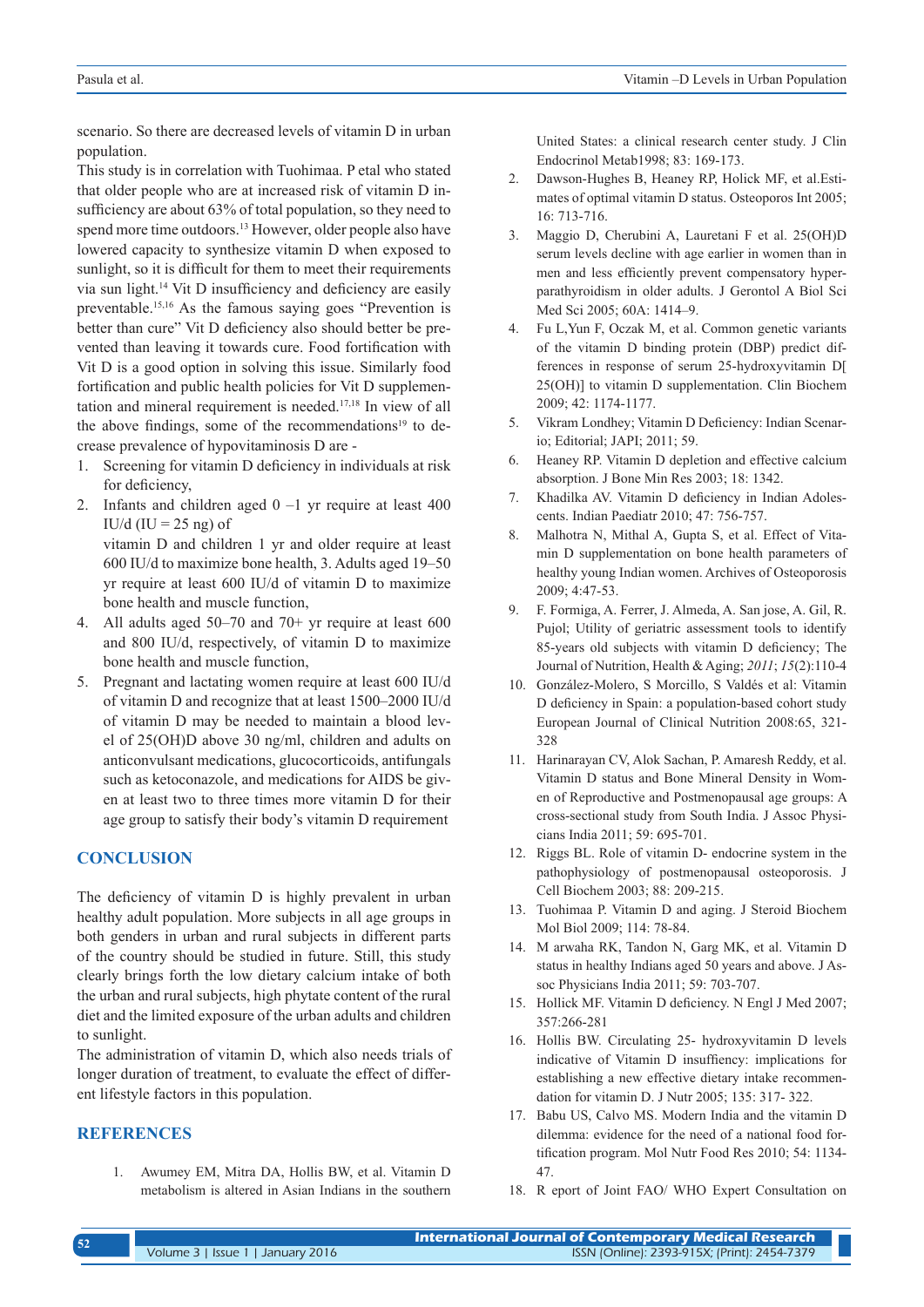scenario. So there are decreased levels of vitamin D in urban population.

This study is in correlation with Tuohimaa. P etal who stated that older people who are at increased risk of vitamin D insufficiency are about 63% of total population, so they need to spend more time outdoors.[13] However, older people also have lowered capacity to synthesize vitamin D when exposed to sunlight, so it is difficult for them to meet their requirements via sun light.[14] Vit D insufficiency and deficiency are easily preventable.[15,16] As the famous saying goes "Prevention is better than cure" Vit D deficiency also should better be prevented than leaving it towards cure. Food fortification with Vit D is a good option in solving this issue. Similarly food fortification and public health policies for Vit D supplementation and mineral requirement is needed.[17,18] In view of all the above findings, some of the recommendations[19] to decrease prevalence of hypovitaminosis D are -

1. Screening for vitamin D deficiency in individuals at risk for deficiency,
2. Infants and children aged 0 –1 yr require at least 400 IU/d (IU = 25 ng) of
   vitamin D and children 1 yr and older require at least 600 IU/d to maximize bone health, 3. Adults aged 19–50 yr require at least 600 IU/d of vitamin D to maximize bone health and muscle function,
4. All adults aged 50–70 and 70+ yr require at least 600 and 800 IU/d, respectively, of vitamin D to maximize bone health and muscle function,
5. Pregnant and lactating women require at least 600 IU/d of vitamin D and recognize that at least 1500–2000 IU/d of vitamin D may be needed to maintain a blood level of 25(OH)D above 30 ng/ml, children and adults on anticonvulsant medications, glucocorticoids, antifungals such as ketoconazole, and medications for AIDS be given at least two to three times more vitamin D for their age group to satisfy their body's vitamin D requirement

## CONCLUSION

The deficiency of vitamin D is highly prevalent in urban healthy adult population. More subjects in all age groups in both genders in urban and rural subjects in different parts of the country should be studied in future. Still, this study clearly brings forth the low dietary calcium intake of both the urban and rural subjects, high phytate content of the rural diet and the limited exposure of the urban adults and children to sunlight.

The administration of vitamin D, which also needs trials of longer duration of treatment, to evaluate the effect of different lifestyle factors in this population.

## REFERENCES

1. Awumey EM, Mitra DA, Hollis BW, et al. Vitamin D metabolism is altered in Asian Indians in the southern United States: a clinical research center study. J Clin Endocrinol Metab1998; 83: 169-173.
2. Dawson-Hughes B, Heaney RP, Holick MF, et al.Estimates of optimal vitamin D status. Osteoporos Int 2005; 16: 713-716.
3. Maggio D, Cherubini A, Lauretani F et al. 25(OH)D serum levels decline with age earlier in women than in men and less efficiently prevent compensatory hyperparathyroidism in older adults. J Gerontol A Biol Sci Med Sci 2005; 60A: 1414–9.
4. Fu L,Yun F, Oczak M, et al. Common genetic variants of the vitamin D binding protein (DBP) predict differences in response of serum 25-hydroxyvitamin D[ 25(OH)] to vitamin D supplementation. Clin Biochem 2009; 42: 1174-1177.
5. Vikram Londhey; Vitamin D Deficiency: Indian Scenario; Editorial; JAPI; 2011; 59.
6. Heaney RP. Vitamin D depletion and effective calcium absorption. J Bone Min Res 2003; 18: 1342.
7. Khadilka AV. Vitamin D deficiency in Indian Adolescents. Indian Paediatr 2010; 47: 756-757.
8. Malhotra N, Mithal A, Gupta S, et al. Effect of Vitamin D supplementation on bone health parameters of healthy young Indian women. Archives of Osteoporosis 2009; 4:47-53.
9. F. Formiga, A. Ferrer, J. Almeda, A. San jose, A. Gil, R. Pujol; Utility of geriatric assessment tools to identify 85-years old subjects with vitamin D deficiency; The Journal of Nutrition, Health & Aging; *2011*; *15*(2):110-4
10. González-Molero, S Morcillo, S Valdés et al: Vitamin D deficiency in Spain: a population-based cohort study European Journal of Clinical Nutrition 2008:65, 321-328
11. Harinarayan CV, Alok Sachan, P. Amaresh Reddy, et al. Vitamin D status and Bone Mineral Density in Women of Reproductive and Postmenopausal age groups: A cross-sectional study from South India. J Assoc Physicians India 2011; 59: 695-701.
12. Riggs BL. Role of vitamin D- endocrine system in the pathophysiology of postmenopausal osteoporosis. J Cell Biochem 2003; 88: 209-215.
13. Tuohimaa P. Vitamin D and aging. J Steroid Biochem Mol Biol 2009; 114: 78-84.
14. M arwaha RK, Tandon N, Garg MK, et al. Vitamin D status in healthy Indians aged 50 years and above. J Assoc Physicians India 2011; 59: 703-707.
15. Hollick MF. Vitamin D deficiency. N Engl J Med 2007; 357:266-281
16. Hollis BW. Circulating 25- hydroxyvitamin D levels indicative of Vitamin D insuffency: implications for establishing a new effective dietary intake recommendation for vitamin D. J Nutr 2005; 135: 317- 322.
17. Babu US, Calvo MS. Modern India and the vitamin D dilemma: evidence for the need of a national food fortification program. Mol Nutr Food Res 2010; 54: 1134-47.
18. R eport of Joint FAO/ WHO Expert Consultation on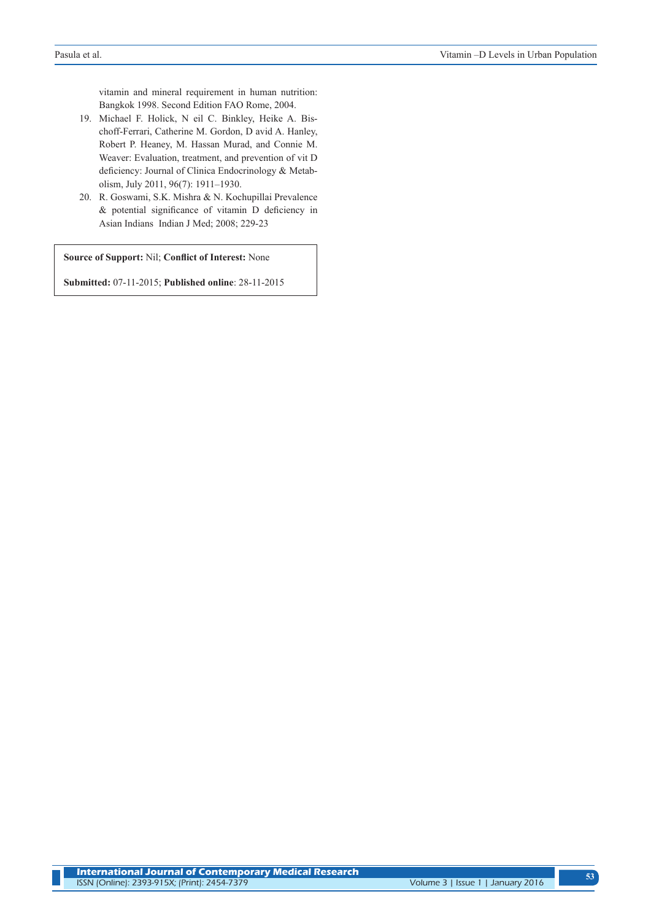vitamin and mineral requirement in human nutrition: Bangkok 1998. Second Edition FAO Rome, 2004.

19. Michael F. Holick, N eil C. Binkley, Heike A. Bischoff-Ferrari, Catherine M. Gordon, D avid A. Hanley, Robert P. Heaney, M. Hassan Murad, and Connie M. Weaver: Evaluation, treatment, and prevention of vit D deficiency: Journal of Clinica Endocrinology & Metabolism, July 2011, 96(7): 1911–1930.
20. R. Goswami, S.K. Mishra & N. Kochupillai Prevalence & potential significance of vitamin D deficiency in Asian Indians  Indian J Med; 2008; 229-23

**Source of Support:** Nil; **Conflict of Interest:** None

**Submitted:** 07-11-2015; **Published online**: 28-11-2015